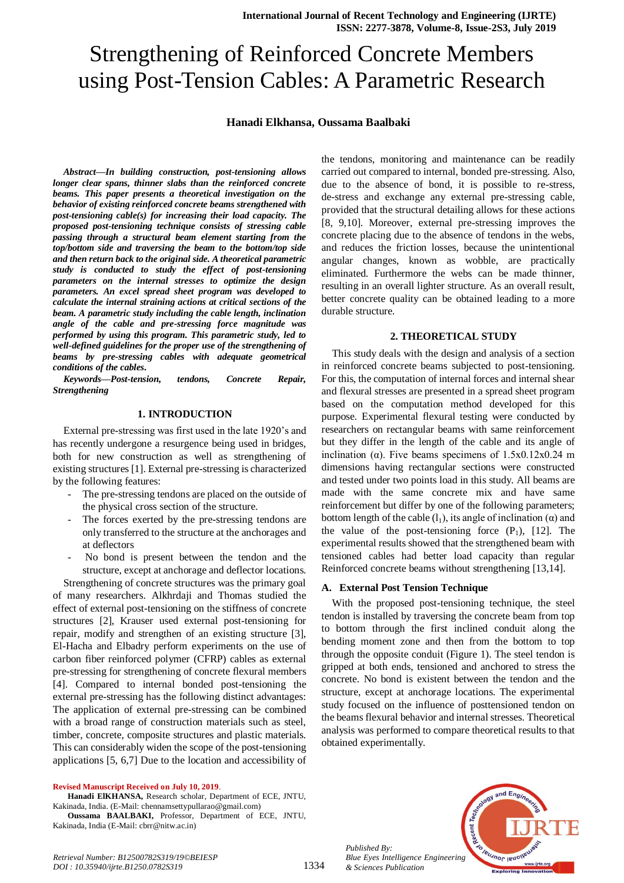# Strengthening of Reinforced Concrete Members using Post-Tension Cables: A Parametric Research

**Hanadi Elkhansa, Oussama Baalbaki**

***Abstract*—*In building construction, post-tensioning allows longer clear spans, thinner slabs than the reinforced concrete beams. This paper presents a theoretical investigation on the behavior of existing reinforced concrete beams strengthened with post-tensioning cable(s) for increasing their load capacity. The proposed post-tensioning technique consists of stressing cable passing through a structural beam element starting from the top/bottom side and traversing the beam to the bottom/top side and then return back to the original side. A theoretical parametric study is conducted to study the effect of post-tensioning parameters on the internal stresses to optimize the design parameters. An excel spread sheet program was developed to calculate the internal straining actions at critical sections of the beam. A parametric study including the cable length, inclination angle of the cable and pre-stressing force magnitude was performed by using this program. This parametric study, led to well-defined guidelines for the proper use of the strengthening of beams by pre-stressing cables with adequate geometrical conditions of the cables.***

***Keywords*—*Post-tension, tendons, Concrete Repair, Strengthening***

## 1. INTRODUCTION

External pre-stressing was first used in the late 1920's and has recently undergone a resurgence being used in bridges, both for new construction as well as strengthening of existing structures [1]. External pre-stressing is characterized by the following features:

- The pre-stressing tendons are placed on the outside of the physical cross section of the structure.
- The forces exerted by the pre-stressing tendons are only transferred to the structure at the anchorages and at deflectors
- No bond is present between the tendon and the structure, except at anchorage and deflector locations.

Strengthening of concrete structures was the primary goal of many researchers. Alkhrdaji and Thomas studied the effect of external post-tensioning on the stiffness of concrete structures [2], Krauser used external post-tensioning for repair, modify and strengthen of an existing structure [3], El-Hacha and Elbadry perform experiments on the use of carbon fiber reinforced polymer (CFRP) cables as external pre-stressing for strengthening of concrete flexural members [4]. Compared to internal bonded post-tensioning the external pre-stressing has the following distinct advantages: The application of external pre-stressing can be combined with a broad range of construction materials such as steel, timber, concrete, composite structures and plastic materials. This can considerably widen the scope of the post-tensioning applications [5, 6,7] Due to the location and accessibility of the tendons, monitoring and maintenance can be readily carried out compared to internal, bonded pre-stressing. Also, due to the absence of bond, it is possible to re-stress, de-stress and exchange any external pre-stressing cable, provided that the structural detailing allows for these actions [8, 9,10]. Moreover, external pre-stressing improves the concrete placing due to the absence of tendons in the webs, and reduces the friction losses, because the unintentional angular changes, known as wobble, are practically eliminated. Furthermore the webs can be made thinner, resulting in an overall lighter structure. As an overall result, better concrete quality can be obtained leading to a more durable structure.

## 2. THEORETICAL STUDY

This study deals with the design and analysis of a section in reinforced concrete beams subjected to post-tensioning. For this, the computation of internal forces and internal shear and flexural stresses are presented in a spread sheet program based on the computation method developed for this purpose. Experimental flexural testing were conducted by researchers on rectangular beams with same reinforcement but they differ in the length of the cable and its angle of inclination (α). Five beams specimens of 1.5x0.12x0.24 m dimensions having rectangular sections were constructed and tested under two points load in this study. All beams are made with the same concrete mix and have same reinforcement but differ by one of the following parameters; bottom length of the cable ($l_1$), its angle of inclination (α) and the value of the post-tensioning force ($P_1$), [12]. The experimental results showed that the strengthened beam with tensioned cables had better load capacity than regular Reinforced concrete beams without strengthening [13,14].

### A. External Post Tension Technique

With the proposed post-tensioning technique, the steel tendon is installed by traversing the concrete beam from top to bottom through the first inclined conduit along the bending moment zone and then from the bottom to top through the opposite conduit (Figure 1). The steel tendon is gripped at both ends, tensioned and anchored to stress the concrete. No bond is existent between the tendon and the structure, except at anchorage locations. The experimental study focused on the influence of posttensioned tendon on the beams flexural behavior and internal stresses. Theoretical analysis was performed to compare theoretical results to that obtained experimentally.

---

**Revised Manuscript Received on July 10, 2019**.

**Hanadi ElKHANSA,** Research scholar, Department of ECE, JNTU, Kakinada, India. (E-Mail: chennamsettypullarao@gmail.com)

**Oussama BAALBAKI,** Professor, Department of ECE, JNTU, Kakinada, India (E-Mail: cbrr@nitw.ac.in)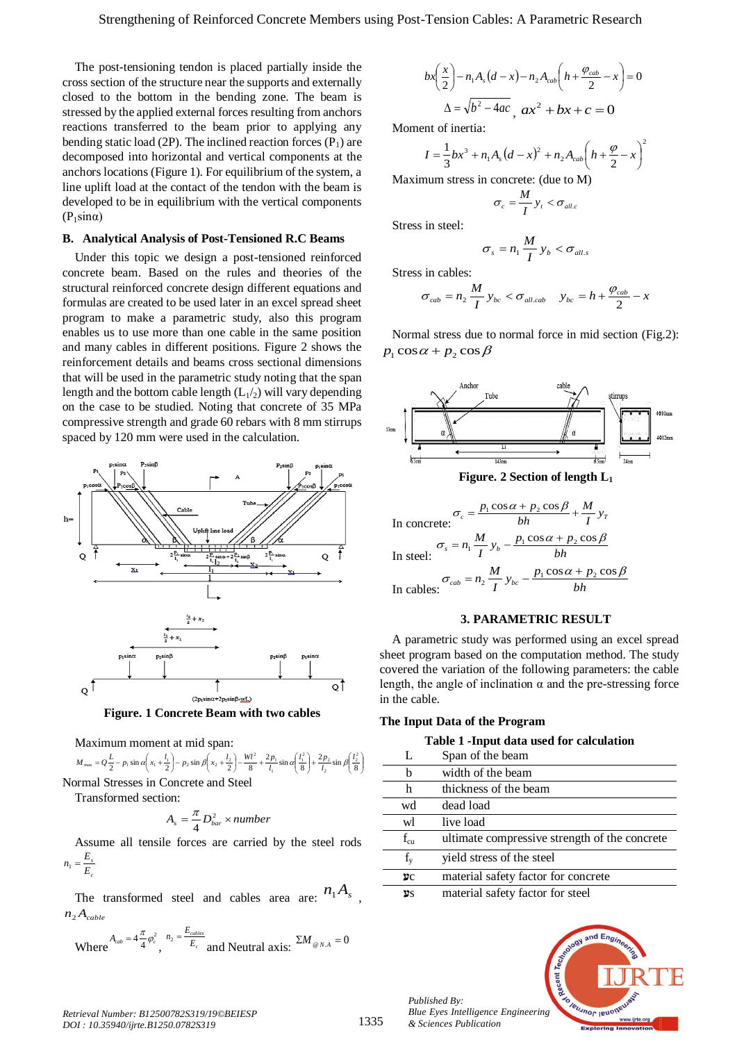The post-tensioning tendon is placed partially inside the cross section of the structure near the supports and externally closed to the bottom in the bending zone. The beam is stressed by the applied external forces resulting from anchors reactions transferred to the beam prior to applying any bending static load (2P). The inclined reaction forces ($P_1$) are decomposed into horizontal and vertical components at the anchors locations (Figure 1). For equilibrium of the system, a line uplift load at the contact of the tendon with the beam is developed to be in equilibrium with the vertical components ($P_1 \sin\alpha$)

### B. Analytical Analysis of Post-Tensioned R.C Beams

Under this topic we design a post-tensioned reinforced concrete beam. Based on the rules and theories of the structural reinforced concrete design different equations and formulas are created to be used later in an excel spread sheet program to make a parametric study, also this program enables us to use more than one cable in the same position and many cables in different positions. Figure 2 shows the reinforcement details and beams cross sectional dimensions that will be used in the parametric study noting that the span length and the bottom cable length ($L_1/_2$) will vary depending on the case to be studied. Noting that concrete of 35 MPa compressive strength and grade 60 rebars with 8 mm stirrups spaced by 120 mm were used in the calculation.

**Figure. 1 Concrete Beam with two cables**

Maximum moment at mid span:

$$M_{max} = Q\frac{L}{2} - p_1 \sin\alpha\left(x_1 + \frac{l_1}{2}\right) - p_2 \sin\beta\left(x_2 + \frac{l_2}{2}\right) - \frac{Wl^2}{8} + \frac{2p_1}{l_1}\sin\alpha\left(\frac{l_1^2}{8}\right) + \frac{2p_2}{l_2}\sin\beta\left(\frac{l_2^2}{8}\right)$$

Normal Stresses in Concrete and Steel

Transformed section:

$$A_s = \frac{\pi}{4}D_{bar}^2 \times number$$

Assume all tensile forces are carried by the steel rods $n_1 = \frac{E_s}{E_c}$

The transformed steel and cables area are: $n_1 A_s$ , $n_2 A_{cable}$

Where $A_{cab} = 4\frac{\pi}{4}\varphi_c^2$ , $n_2 = \frac{E_{cables}}{E_c}$ and Neutral axis: $\Sigma M_{@N.A} = 0$

$$bx\left(\frac{x}{2}\right) - n_1 A_s(d - x) - n_2 A_{cab}\left(h + \frac{\varphi_{cab}}{2} - x\right) = 0$$

$$\Delta = \sqrt{b^2 - 4ac} \ , \ ax^2 + bx + c = 0$$

Moment of inertia:

$$I = \frac{1}{3}bx^3 + n_1 A_s(d - x)^2 + n_2 A_{cab}\left(h + \frac{\varphi}{2} - x\right)^2$$

Maximum stress in concrete: (due to M)

$$\sigma_c = \frac{M}{I}y_t < \sigma_{all.c}$$

Stress in steel:

$$\sigma_s = n_1\frac{M}{I}y_b < \sigma_{all.s}$$

Stress in cables:

$$\sigma_{cab} = n_2\frac{M}{I}y_{bc} < \sigma_{all.cab} \quad y_{bc} = h + \frac{\varphi_{cab}}{2} - x$$

Normal stress due to normal force in mid section (Fig.2): $p_1\cos\alpha + p_2\cos\beta$

**Figure. 2 Section of length $L_1$**

In concrete: $\sigma_c = \frac{p_1\cos\alpha + p_2\cos\beta}{bh} + \frac{M}{I}y_T$

In steel: $\sigma_s = n_1\frac{M}{I}y_b - \frac{p_1\cos\alpha + p_2\cos\beta}{bh}$

In cables: $\sigma_{cab} = n_2\frac{M}{I}y_{bc} - \frac{p_1\cos\alpha + p_2\cos\beta}{bh}$

## 3. PARAMETRIC RESULT

A parametric study was performed using an excel spread sheet program based on the computation method. The study covered the variation of the following parameters: the cable length, the angle of inclination α and the pre-stressing force in the cable.

### The Input Data of the Program

**Table 1 -Input data used for calculation**

| | |
|---|---|
| L | Span of the beam |
| b | width of the beam |
| h | thickness of the beam |
| wd | dead load |
| wl | live load |
| $f_{cu}$ | ultimate compressive strength of the concrete |
| $f_y$ | yield stress of the steel |
| $\gamma c$ | material safety factor for concrete |
| $\gamma s$ | material safety factor for steel |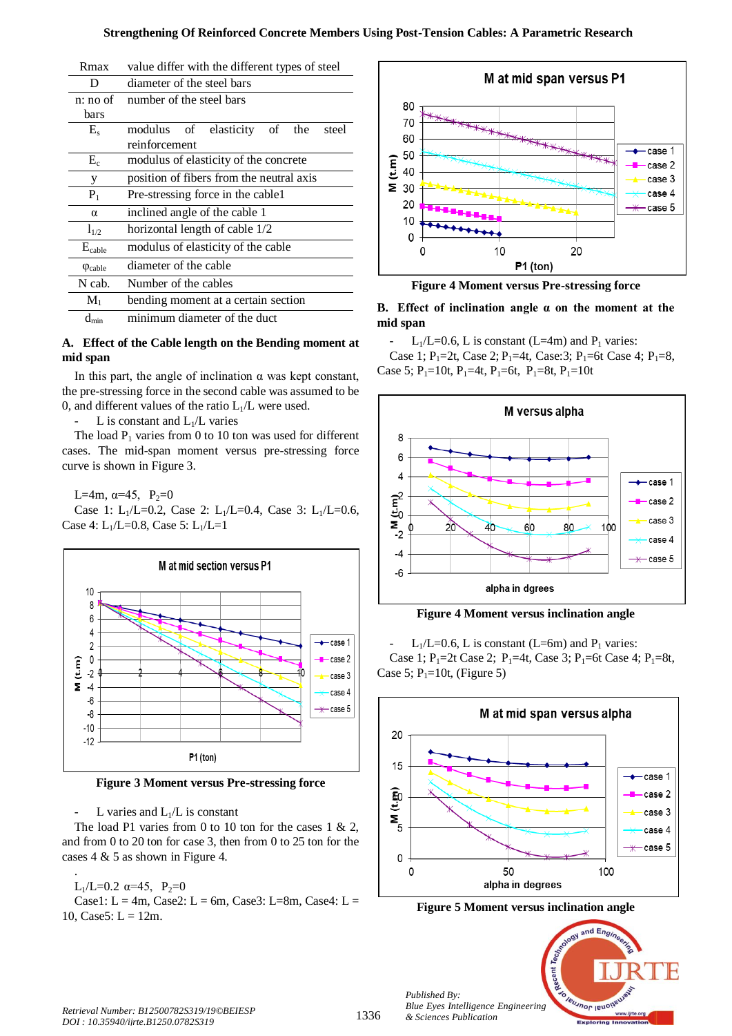| | |
|---|---|
| Rmax | value differ with the different types of steel |
| D | diameter of the steel bars |
| n: no of bars | number of the steel bars |
| $E_s$ | modulus of elasticity of the steel reinforcement |
| $E_c$ | modulus of elasticity of the concrete |
| y | position of fibers from the neutral axis |
| $P_1$ | Pre-stressing force in the cable1 |
| α | inclined angle of the cable 1 |
| $l_{1/2}$ | horizontal length of cable 1/2 |
| $E_{cable}$ | modulus of elasticity of the cable |
| $\varphi_{cable}$ | diameter of the cable |
| N cab. | Number of the cables |
| $M_1$ | bending moment at a certain section |
| $d_{min}$ | minimum diameter of the duct |

### A. Effect of the Cable length on the Bending moment at mid span

In this part, the angle of inclination α was kept constant, the pre-stressing force in the second cable was assumed to be 0, and different values of the ratio $L_1/L$ were used.

- L is constant and $L_1/L$ varies

The load $P_1$ varies from 0 to 10 ton was used for different cases. The mid-span moment versus pre-stressing force curve is shown in Figure 3.

L=4m, α=45, $P_2$=0

Case 1: $L_1/L$=0.2, Case 2: $L_1/L$=0.4, Case 3: $L_1/L$=0.6, Case 4: $L_1/L$=0.8, Case 5: $L_1/L$=1

**Figure 3 Moment versus Pre-stressing force**

- L varies and $L_1/L$ is constant

The load P1 varies from 0 to 10 ton for the cases 1 & 2, and from 0 to 20 ton for case 3, then from 0 to 25 ton for the cases 4 & 5 as shown in Figure 4.

.

$L_1/L$=0.2 α=45, $P_2$=0

Case1: L = 4m, Case2: L = 6m, Case3: L=8m, Case4: L = 10, Case5: L = 12m.

**Figure 4 Moment versus Pre-stressing force**

### B. Effect of inclination angle α on the moment at the mid span

- $L_1/L$=0.6, L is constant (L=4m) and $P_1$ varies:

Case 1; $P_1$=2t, Case 2; $P_1$=4t, Case:3; $P_1$=6t Case 4; $P_1$=8, Case 5; $P_1$=10t, $P_1$=4t, $P_1$=6t, $P_1$=8t, $P_1$=10t

**Figure 4 Moment versus inclination angle**

- $L_1/L$=0.6, L is constant (L=6m) and $P_1$ varies:

Case 1; $P_1$=2t Case 2; $P_1$=4t, Case 3; $P_1$=6t Case 4; $P_1$=8t, Case 5; $P_1$=10t, (Figure 5)

**Figure 5 Moment versus inclination angle**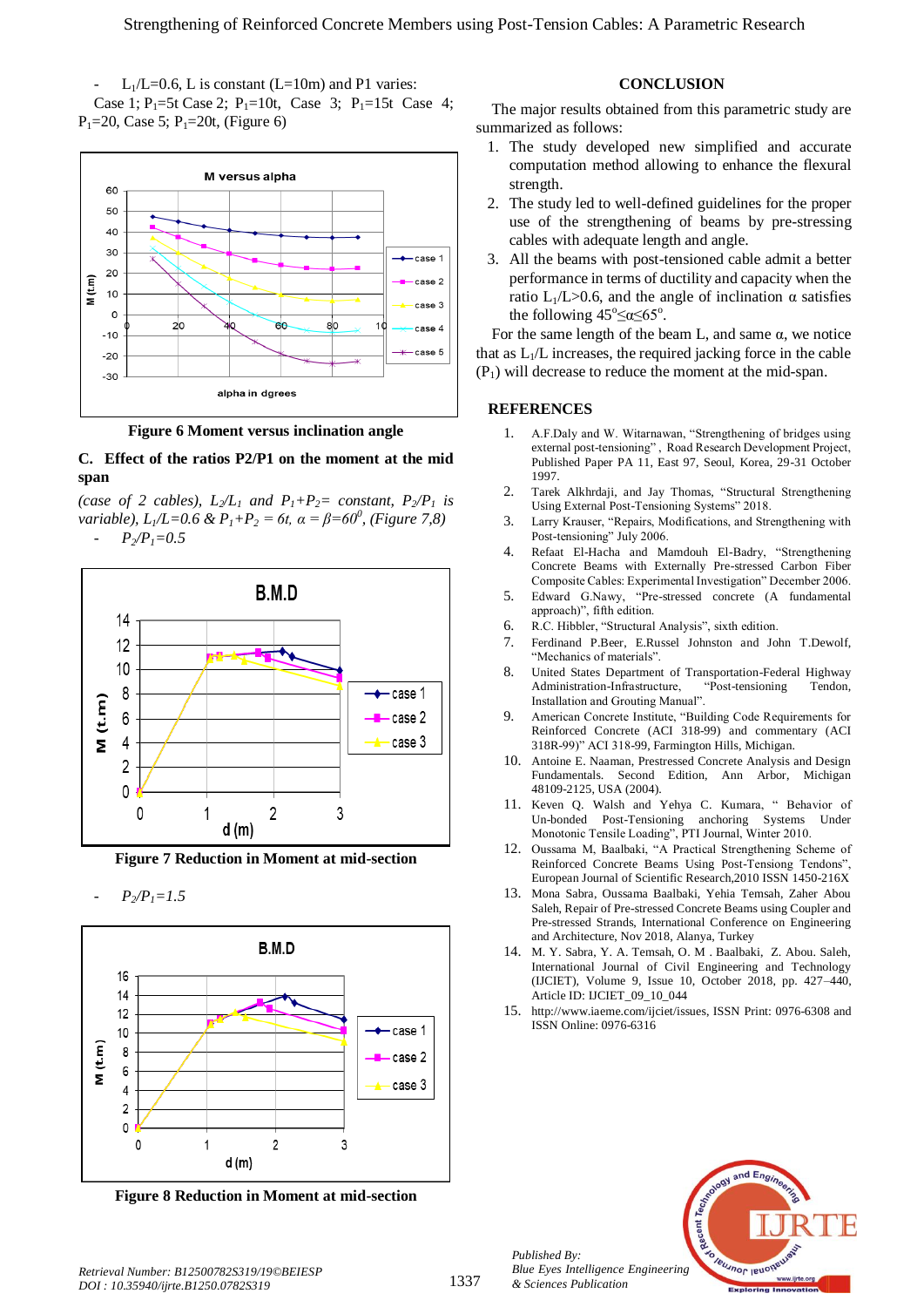- $L_1/L=0.6$, L is constant (L=10m) and P1 varies:

Case 1; $P_1$=5t Case 2; $P_1$=10t, Case 3; $P_1$=15t Case 4; $P_1$=20, Case 5; $P_1$=20t, (Figure 6)

Figure 6 Moment versus inclination angle

### C. Effect of the ratios P2/P1 on the moment at the mid span

*(case of 2 cables), $L_2/L_1$ and $P_1+P_2$= constant, $P_2/P_1$ is variable), $L_1/L=0.6$ & $P_1+P_2$ = 6t, $\alpha = \beta = 60^0$, (Figure 7,8)*

- $P_2/P_1=0.5$

Figure 7 Reduction in Moment at mid-section

- $P_2/P_1=1.5$

Figure 8 Reduction in Moment at mid-section

## CONCLUSION

The major results obtained from this parametric study are summarized as follows:

1. The study developed new simplified and accurate computation method allowing to enhance the flexural strength.
2. The study led to well-defined guidelines for the proper use of the strengthening of beams by pre-stressing cables with adequate length and angle.
3. All the beams with post-tensioned cable admit a better performance in terms of ductility and capacity when the ratio $L_1/L>0.6$, and the angle of inclination $\alpha$ satisfies the following $45^o \leq \alpha \leq 65^o$.

For the same length of the beam L, and same $\alpha$, we notice that as $L_1/L$ increases, the required jacking force in the cable ($P_1$) will decrease to reduce the moment at the mid-span.

## REFERENCES

1. A.F.Daly and W. Witarnawan, "Strengthening of bridges using external post-tensioning", Road Research Development Project, Published Paper PA 11, East 97, Seoul, Korea, 29-31 October 1997.
2. Tarek Alkhrdaji, and Jay Thomas, "Structural Strengthening Using External Post-Tensioning Systems" 2018.
3. Larry Krauser, "Repairs, Modifications, and Strengthening with Post-tensioning" July 2006.
4. Refaat El-Hacha and Mamdouh El-Badry, "Strengthening Concrete Beams with Externally Pre-stressed Carbon Fiber Composite Cables: Experimental Investigation" December 2006.
5. Edward G.Nawy, "Pre-stressed concrete (A fundamental approach)", fifth edition.
6. R.C. Hibbler, "Structural Analysis", sixth edition.
7. Ferdinand P.Beer, E.Russel Johnston and John T.Dewolf, "Mechanics of materials".
8. United States Department of Transportation-Federal Highway Administration-Infrastructure, "Post-tensioning Tendon, Installation and Grouting Manual".
9. American Concrete Institute, "Building Code Requirements for Reinforced Concrete (ACI 318-99) and commentary (ACI 318R-99)" ACI 318-99, Farmington Hills, Michigan.
10. Antoine E. Naaman, Prestressed Concrete Analysis and Design Fundamentals. Second Edition, Ann Arbor, Michigan 48109-2125, USA (2004).
11. Keven Q. Walsh and Yehya C. Kumara, " Behavior of Un-bonded Post-Tensioning anchoring Systems Under Monotonic Tensile Loading", PTI Journal, Winter 2010.
12. Oussama M, Baalbaki, "A Practical Strengthening Scheme of Reinforced Concrete Beams Using Post-Tensioning Tendons", European Journal of Scientific Research,2010 ISSN 1450-216X
13. Mona Sabra, Oussama Baalbaki, Yehia Temsah, Zaher Abou Saleh, Repair of Pre-stressed Concrete Beams using Coupler and Pre-stressed Strands, International Conference on Engineering and Architecture, Nov 2018, Alanya, Turkey
14. M. Y. Sabra, Y. A. Temsah, O. M . Baalbaki, Z. Abou. Saleh, International Journal of Civil Engineering and Technology (IJCIET), Volume 9, Issue 10, October 2018, pp. 427–440, Article ID: IJCIET_09_10_044
15. http://www.iaeme.com/ijciet/issues, ISSN Print: 0976-6308 and ISSN Online: 0976-6316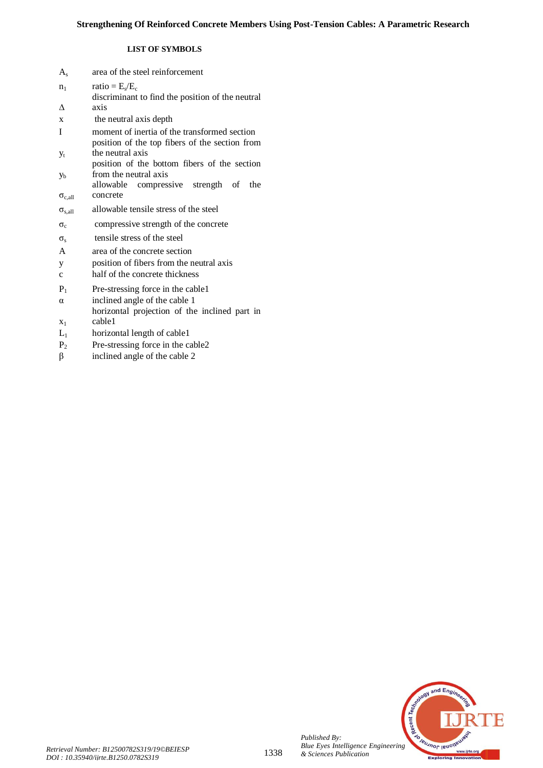#### LIST OF SYMBOLS

| | |
|---|---|
| $A_s$ | area of the steel reinforcement |
| $n_1$ | ratio = $E_s/E_c$ |
| $\Delta$ | discriminant to find the position of the neutral axis |
| x | the neutral axis depth |
| I | moment of inertia of the transformed section |
| $y_t$ | position of the top fibers of the section from the neutral axis |
| $y_b$ | position of the bottom fibers of the section from the neutral axis |
| $\sigma_{c,all}$ | allowable compressive strength of the concrete |
| $\sigma_{s,all}$ | allowable tensile stress of the steel |
| $\sigma_c$ | compressive strength of the concrete |
| $\sigma_s$ | tensile stress of the steel |
| A | area of the concrete section |
| y | position of fibers from the neutral axis |
| c | half of the concrete thickness |
| $P_1$ | Pre-stressing force in the cable1 |
| $\alpha$ | inclined angle of the cable 1 |
| $x_1$ | horizontal projection of the inclined part in cable1 |
| $L_1$ | horizontal length of cable1 |
| $P_2$ | Pre-stressing force in the cable2 |
| $\beta$ | inclined angle of the cable 2 |